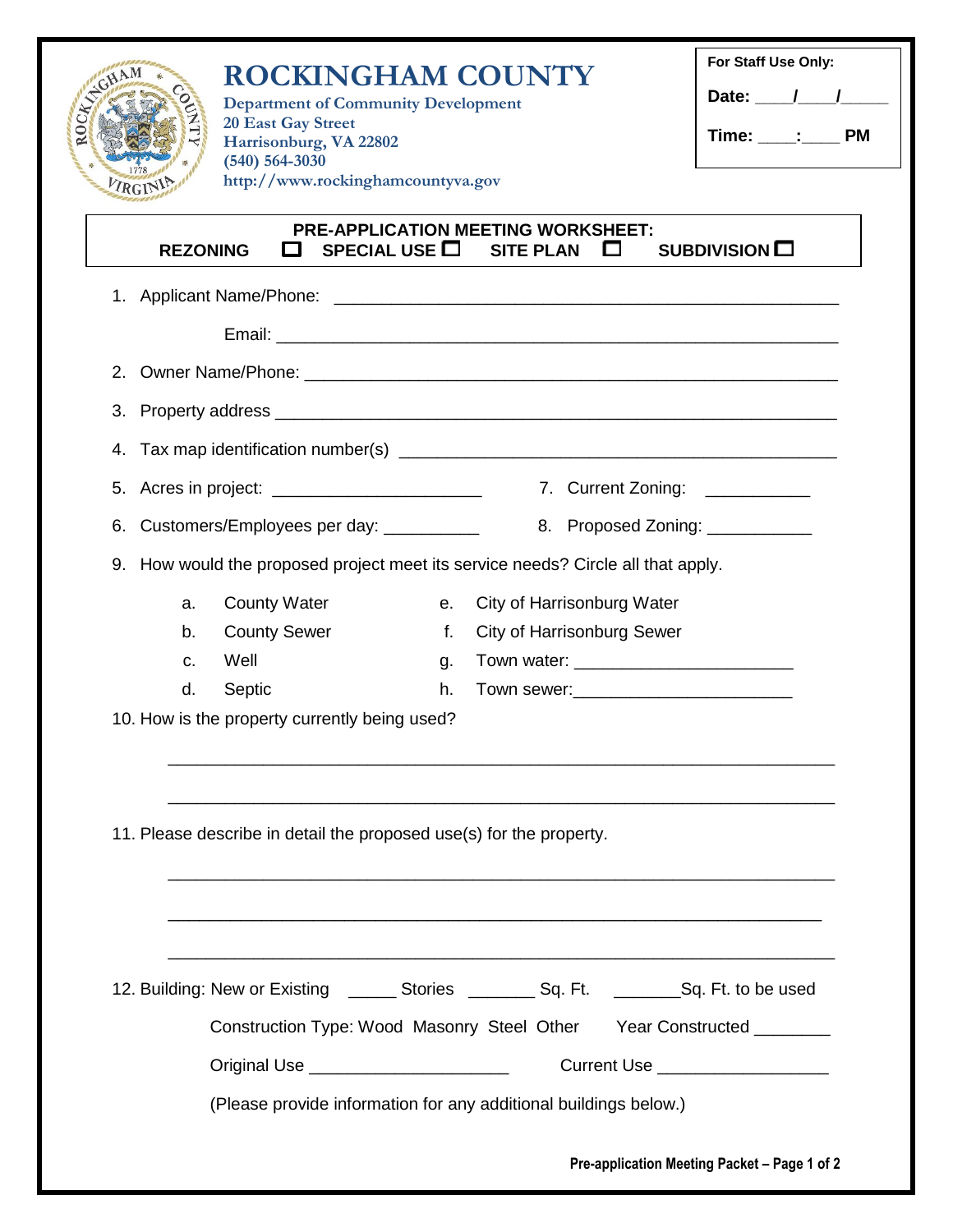# ROCKINGHAM COUNTY

**Department of Community Development**
20 East Gay Street
Harrisonburg, VA 22802
(540) 564-3030
http://www.rockinghamcountyva.gov

**For Staff Use Only:**

**Date:** ____/____/_____

**Time:** ____:____ **PM**

## PRE-APPLICATION MEETING WORKSHEET:

**REZONING** ☐ **SPECIAL USE** ☐ **SITE PLAN** ☐ **SUBDIVISION** ☐

1. Applicant Name/Phone: ______________________________________________________

   Email: ______________________________________________________

2. Owner Name/Phone: ______________________________________________________

3. Property address ______________________________________________________

4. Tax map identification number(s) ____________________________________________

5. Acres in project: ______________________

6. Customers/Employees per day: __________

7. Current Zoning: ___________

8. Proposed Zoning: ___________

9. How would the proposed project meet its service needs? Circle all that apply.

   a. County Water
   b. County Sewer
   c. Well
   d. Septic
   e. City of Harrisonburg Water
   f. City of Harrisonburg Sewer
   g. Town water: ______________________
   h. Town sewer: ______________________

10. How is the property currently being used?

    ______________________________________________________________________

    ______________________________________________________________________

11. Please describe in detail the proposed use(s) for the property.

    ______________________________________________________________________

    ______________________________________________________________________

    ______________________________________________________________________

12. Building: New or Existing _____ Stories _______ Sq. Ft. _______Sq. Ft. to be used

    Construction Type: Wood Masonry Steel Other Year Constructed ________

    Original Use _____________________ Current Use _________________

    (Please provide information for any additional buildings below.)

**Pre-application Meeting Packet**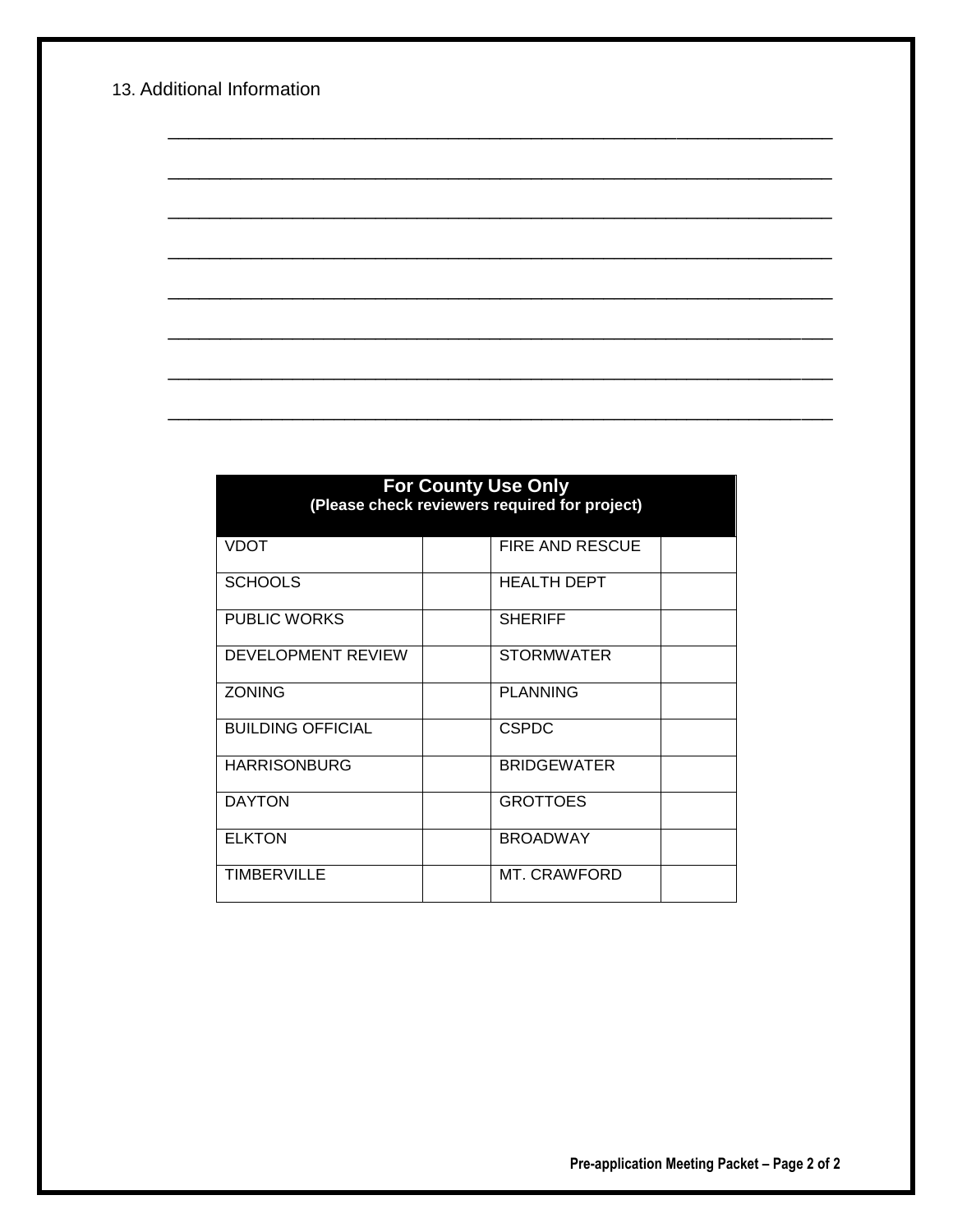13. Additional Information

\_\_\_\_\_\_\_\_\_\_\_\_\_\_\_\_\_\_\_\_\_\_\_\_\_\_\_\_\_\_\_\_\_\_\_\_\_\_\_\_\_\_\_\_\_\_\_\_\_\_\_\_\_\_\_\_\_\_\_\_\_\_\_\_\_\_\_\_

\_\_\_\_\_\_\_\_\_\_\_\_\_\_\_\_\_\_\_\_\_\_\_\_\_\_\_\_\_\_\_\_\_\_\_\_\_\_\_\_\_\_\_\_\_\_\_\_\_\_\_\_\_\_\_\_\_\_\_\_\_\_\_\_\_\_\_\_

\_\_\_\_\_\_\_\_\_\_\_\_\_\_\_\_\_\_\_\_\_\_\_\_\_\_\_\_\_\_\_\_\_\_\_\_\_\_\_\_\_\_\_\_\_\_\_\_\_\_\_\_\_\_\_\_\_\_\_\_\_\_\_\_\_\_\_\_

\_\_\_\_\_\_\_\_\_\_\_\_\_\_\_\_\_\_\_\_\_\_\_\_\_\_\_\_\_\_\_\_\_\_\_\_\_\_\_\_\_\_\_\_\_\_\_\_\_\_\_\_\_\_\_\_\_\_\_\_\_\_\_\_\_\_\_\_

\_\_\_\_\_\_\_\_\_\_\_\_\_\_\_\_\_\_\_\_\_\_\_\_\_\_\_\_\_\_\_\_\_\_\_\_\_\_\_\_\_\_\_\_\_\_\_\_\_\_\_\_\_\_\_\_\_\_\_\_\_\_\_\_\_\_\_\_

\_\_\_\_\_\_\_\_\_\_\_\_\_\_\_\_\_\_\_\_\_\_\_\_\_\_\_\_\_\_\_\_\_\_\_\_\_\_\_\_\_\_\_\_\_\_\_\_\_\_\_\_\_\_\_\_\_\_\_\_\_\_\_\_\_\_\_\_

\_\_\_\_\_\_\_\_\_\_\_\_\_\_\_\_\_\_\_\_\_\_\_\_\_\_\_\_\_\_\_\_\_\_\_\_\_\_\_\_\_\_\_\_\_\_\_\_\_\_\_\_\_\_\_\_\_\_\_\_\_\_\_\_\_\_\_\_

\_\_\_\_\_\_\_\_\_\_\_\_\_\_\_\_\_\_\_\_\_\_\_\_\_\_\_\_\_\_\_\_\_\_\_\_\_\_\_\_\_\_\_\_\_\_\_\_\_\_\_\_\_\_\_\_\_\_\_\_\_\_\_\_\_\_\_\_

| **For County Use Only** (Please check reviewers required for project) | | | |
|---|---|---|---|
| VDOT | | FIRE AND RESCUE | |
| SCHOOLS | | HEALTH DEPT | |
| PUBLIC WORKS | | SHERIFF | |
| DEVELOPMENT REVIEW | | STORMWATER | |
| ZONING | | PLANNING | |
| BUILDING OFFICIAL | | CSPDC | |
| HARRISONBURG | | BRIDGEWATER | |
| DAYTON | | GROTTOES | |
| ELKTON | | BROADWAY | |
| TIMBERVILLE | | MT. CRAWFORD | |